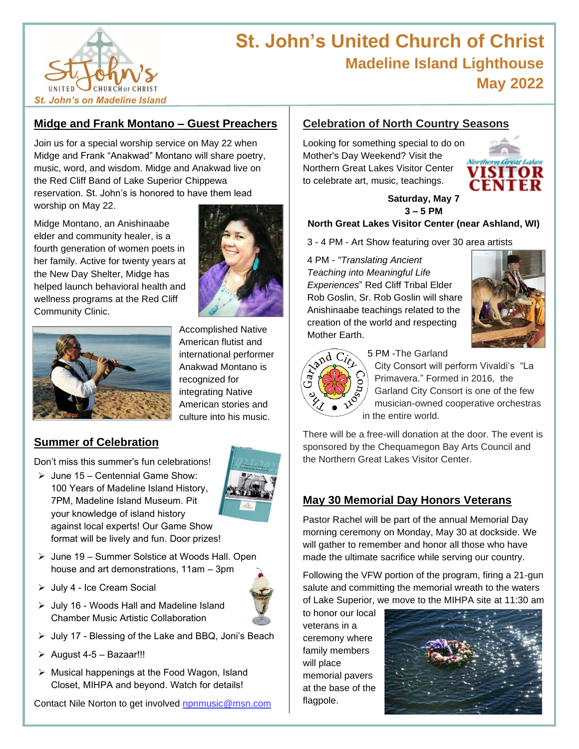# St. John's United Church of Christ

## Madeline Island Lighthouse

## May 2022

*St. John's on Madeline Island*

## Midge and Frank Montano – Guest Preachers

Join us for a special worship service on May 22 when Midge and Frank "Anakwad" Montano will share poetry, music, word, and wisdom. Midge and Anakwad live on the Red Cliff Band of Lake Superior Chippewa reservation. St. John's is honored to have them lead worship on May 22.

Midge Montano, an Anishinaabe elder and community healer, is a fourth generation of women poets in her family. Active for twenty years at the New Day Shelter, Midge has helped launch behavioral health and wellness programs at the Red Cliff Community Clinic.

Accomplished Native American flutist and international performer Anakwad Montano is recognized for integrating Native American stories and culture into his music.

## Summer of Celebration

Don't miss this summer's fun celebrations!

- June 15 – Centennial Game Show: 100 Years of Madeline Island History, 7PM, Madeline Island Museum. Pit your knowledge of island history against local experts! Our Game Show format will be lively and fun. Door prizes!
- June 19 – Summer Solstice at Woods Hall. Open house and art demonstrations, 11am – 3pm
- July 4 - Ice Cream Social
- July 16 - Woods Hall and Madeline Island Chamber Music Artistic Collaboration
- July 17 - Blessing of the Lake and BBQ, Joni's Beach
- August 4-5 – Bazaar!!!
- Musical happenings at the Food Wagon, Island Closet, MIHPA and beyond. Watch for details!

Contact Nile Norton to get involved npnmusic@msn.com

## Celebration of North Country Seasons

Looking for something special to do on Mother's Day Weekend? Visit the Northern Great Lakes Visitor Center to celebrate art, music, teachings.

**Saturday, May 7**
**3 – 5 PM**
**North Great Lakes Visitor Center (near Ashland, WI)**

3 - 4 PM - Art Show featuring over 30 area artists

4 PM - *"Translating Ancient Teaching into Meaningful Life Experiences*" Red Cliff Tribal Elder Rob Goslin, Sr. Rob Goslin will share Anishinaabe teachings related to the creation of the world and respecting Mother Earth.

5 PM -The Garland City Consort will perform Vivaldi's "La Primavera." Formed in 2016, the Garland City Consort is one of the few musician-owned cooperative orchestras in the entire world.

There will be a free-will donation at the door. The event is sponsored by the Chequamegon Bay Arts Council and the Northern Great Lakes Visitor Center.

## May 30 Memorial Day Honors Veterans

Pastor Rachel will be part of the annual Memorial Day morning ceremony on Monday, May 30 at dockside. We will gather to remember and honor all those who have made the ultimate sacrifice while serving our country.

Following the VFW portion of the program, firing a 21-gun salute and committing the memorial wreath to the waters of Lake Superior, we move to the MIHPA site at 11:30 am to honor our local veterans in a ceremony where family members will place memorial pavers at the base of the flagpole.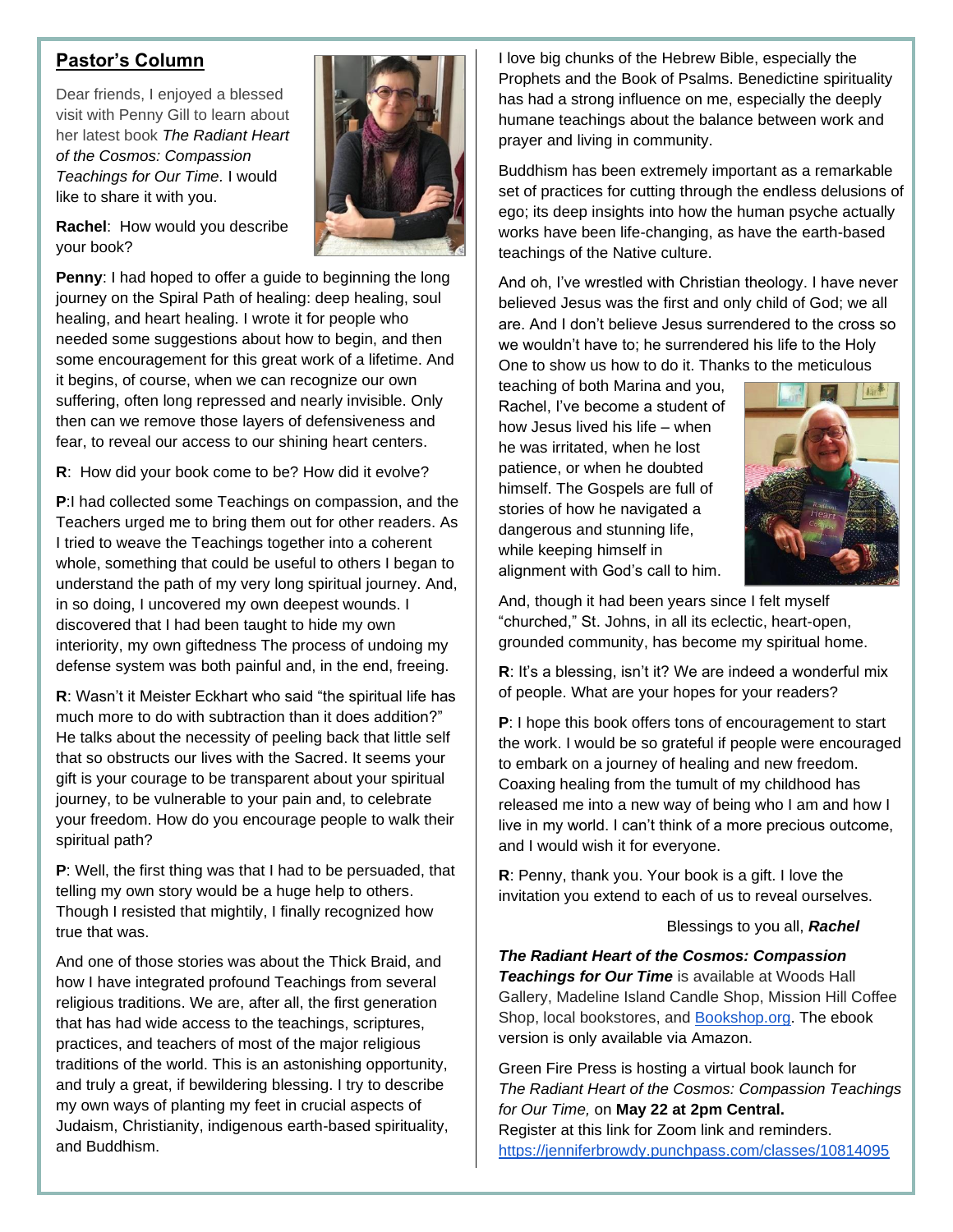## Pastor's Column

Dear friends, I enjoyed a blessed visit with Penny Gill to learn about her latest book *The Radiant Heart of the Cosmos: Compassion Teachings for Our Time*. I would like to share it with you.

**Rachel**: How would you describe your book?

**Penny**: I had hoped to offer a guide to beginning the long journey on the Spiral Path of healing: deep healing, soul healing, and heart healing. I wrote it for people who needed some suggestions about how to begin, and then some encouragement for this great work of a lifetime. And it begins, of course, when we can recognize our own suffering, often long repressed and nearly invisible. Only then can we remove those layers of defensiveness and fear, to reveal our access to our shining heart centers.

**R**: How did your book come to be? How did it evolve?

**P**:I had collected some Teachings on compassion, and the Teachers urged me to bring them out for other readers. As I tried to weave the Teachings together into a coherent whole, something that could be useful to others I began to understand the path of my very long spiritual journey. And, in so doing, I uncovered my own deepest wounds. I discovered that I had been taught to hide my own interiority, my own giftedness The process of undoing my defense system was both painful and, in the end, freeing.

**R**: Wasn't it Meister Eckhart who said "the spiritual life has much more to do with subtraction than it does addition?" He talks about the necessity of peeling back that little self that so obstructs our lives with the Sacred. It seems your gift is your courage to be transparent about your spiritual journey, to be vulnerable to your pain and, to celebrate your freedom. How do you encourage people to walk their spiritual path?

**P**: Well, the first thing was that I had to be persuaded, that telling my own story would be a huge help to others. Though I resisted that mightily, I finally recognized how true that was.

And one of those stories was about the Thick Braid, and how I have integrated profound Teachings from several religious traditions. We are, after all, the first generation that has had wide access to the teachings, scriptures, practices, and teachers of most of the major religious traditions of the world. This is an astonishing opportunity, and truly a great, if bewildering blessing. I try to describe my own ways of planting my feet in crucial aspects of Judaism, Christianity, indigenous earth-based spirituality, and Buddhism.

I love big chunks of the Hebrew Bible, especially the Prophets and the Book of Psalms. Benedictine spirituality has had a strong influence on me, especially the deeply humane teachings about the balance between work and prayer and living in community.

Buddhism has been extremely important as a remarkable set of practices for cutting through the endless delusions of ego; its deep insights into how the human psyche actually works have been life-changing, as have the earth-based teachings of the Native culture.

And oh, I've wrestled with Christian theology. I have never believed Jesus was the first and only child of God; we all are. And I don't believe Jesus surrendered to the cross so we wouldn't have to; he surrendered his life to the Holy One to show us how to do it. Thanks to the meticulous teaching of both Marina and you, Rachel, I've become a student of how Jesus lived his life – when he was irritated, when he lost patience, or when he doubted himself. The Gospels are full of stories of how he navigated a dangerous and stunning life, while keeping himself in alignment with God's call to him.

And, though it had been years since I felt myself "churched," St. Johns, in all its eclectic, heart-open, grounded community, has become my spiritual home.

**R**: It's a blessing, isn't it? We are indeed a wonderful mix of people. What are your hopes for your readers?

**P**: I hope this book offers tons of encouragement to start the work. I would be so grateful if people were encouraged to embark on a journey of healing and new freedom. Coaxing healing from the tumult of my childhood has released me into a new way of being who I am and how I live in my world. I can't think of a more precious outcome, and I would wish it for everyone.

**R**: Penny, thank you. Your book is a gift. I love the invitation you extend to each of us to reveal ourselves.

Blessings to you all, ***Rachel***

***The Radiant Heart of the Cosmos: Compassion Teachings for Our Time*** is available at Woods Hall Gallery, Madeline Island Candle Shop, Mission Hill Coffee Shop, local bookstores, and [Bookshop.org](Bookshop.org). The ebook version is only available via Amazon.

Green Fire Press is hosting a virtual book launch for *The Radiant Heart of the Cosmos: Compassion Teachings for Our Time,* on **May 22 at 2pm Central.**
Register at this link for Zoom link and reminders.
https://jenniferbrowdy.punchpass.com/classes/10814095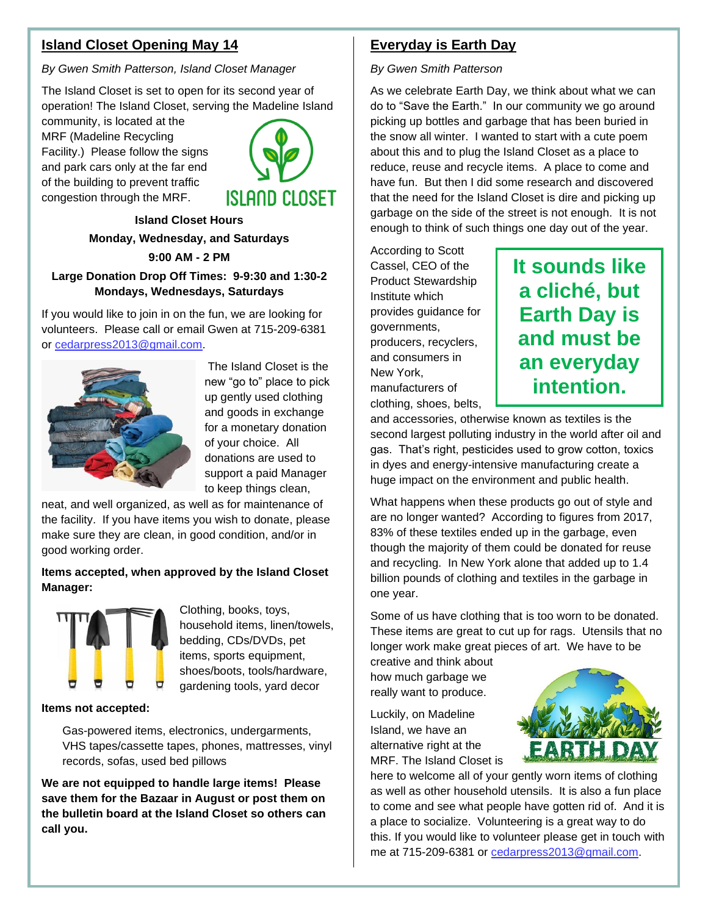## Island Closet Opening May 14

*By Gwen Smith Patterson, Island Closet Manager*

The Island Closet is set to open for its second year of operation! The Island Closet, serving the Madeline Island community, is located at the MRF (Madeline Recycling Facility.) Please follow the signs and park cars only at the far end of the building to prevent traffic congestion through the MRF.

**Island Closet Hours**

**Monday, Wednesday, and Saturdays**

**9:00 AM - 2 PM**

**Large Donation Drop Off Times: 9-9:30 and 1:30-2 Mondays, Wednesdays, Saturdays**

If you would like to join in on the fun, we are looking for volunteers. Please call or email Gwen at 715-209-6381 or cedarpress2013@gmail.com.

The Island Closet is the new "go to" place to pick up gently used clothing and goods in exchange for a monetary donation of your choice. All donations are used to support a paid Manager to keep things clean, neat, and well organized, as well as for maintenance of the facility. If you have items you wish to donate, please make sure they are clean, in good condition, and/or in good working order.

**Items accepted, when approved by the Island Closet Manager:**

Clothing, books, toys, household items, linen/towels, bedding, CDs/DVDs, pet items, sports equipment, shoes/boots, tools/hardware, gardening tools, yard decor

**Items not accepted:**

Gas-powered items, electronics, undergarments, VHS tapes/cassette tapes, phones, mattresses, vinyl records, sofas, used bed pillows

**We are not equipped to handle large items! Please save them for the Bazaar in August or post them on the bulletin board at the Island Closet so others can call you.**

## Everyday is Earth Day

*By Gwen Smith Patterson*

As we celebrate Earth Day, we think about what we can do to "Save the Earth." In our community we go around picking up bottles and garbage that has been buried in the snow all winter. I wanted to start with a cute poem about this and to plug the Island Closet as a place to reduce, reuse and recycle items. A place to come and have fun. But then I did some research and discovered that the need for the Island Closet is dire and picking up garbage on the side of the street is not enough. It is not enough to think of such things one day out of the year.

**It sounds like a cliché, but Earth Day is and must be an everyday intention.**

According to Scott Cassel, CEO of the Product Stewardship Institute which provides guidance for governments, producers, recyclers, and consumers in New York, manufacturers of clothing, shoes, belts, and accessories, otherwise known as textiles is the second largest polluting industry in the world after oil and gas. That's right, pesticides used to grow cotton, toxics in dyes and energy-intensive manufacturing create a huge impact on the environment and public health.

What happens when these products go out of style and are no longer wanted? According to figures from 2017, 83% of these textiles ended up in the garbage, even though the majority of them could be donated for reuse and recycling. In New York alone that added up to 1.4 billion pounds of clothing and textiles in the garbage in one year.

Some of us have clothing that is too worn to be donated. These items are great to cut up for rags. Utensils that no longer work make great pieces of art. We have to be creative and think about how much garbage we really want to produce.

Luckily, on Madeline Island, we have an alternative right at the MRF. The Island Closet is here to welcome all of your gently worn items of clothing as well as other household utensils. It is also a fun place to come and see what people have gotten rid of. And it is a place to socialize. Volunteering is a great way to do this. If you would like to volunteer please get in touch with me at 715-209-6381 or cedarpress2013@gmail.com.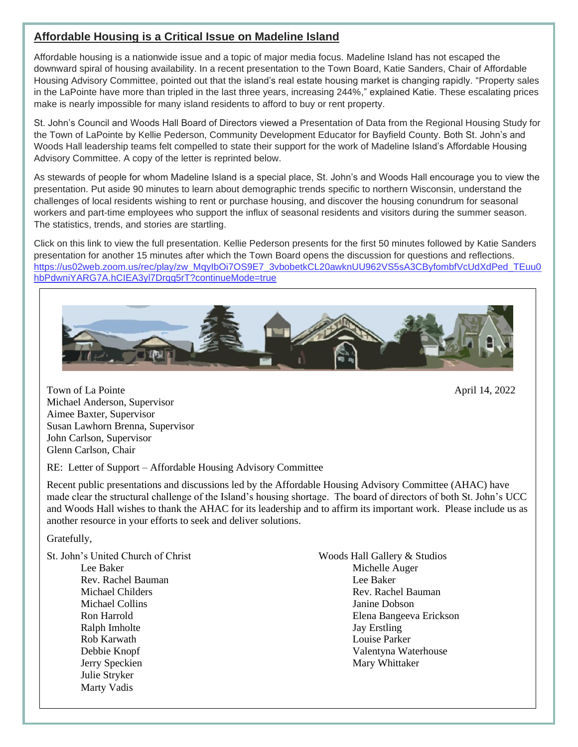## Affordable Housing is a Critical Issue on Madeline Island

Affordable housing is a nationwide issue and a topic of major media focus. Madeline Island has not escaped the downward spiral of housing availability. In a recent presentation to the Town Board, Katie Sanders, Chair of Affordable Housing Advisory Committee, pointed out that the island's real estate housing market is changing rapidly. "Property sales in the LaPointe have more than tripled in the last three years, increasing 244%," explained Katie. These escalating prices make is nearly impossible for many island residents to afford to buy or rent property.

St. John's Council and Woods Hall Board of Directors viewed a Presentation of Data from the Regional Housing Study for the Town of LaPointe by Kellie Pederson, Community Development Educator for Bayfield County. Both St. John's and Woods Hall leadership teams felt compelled to state their support for the work of Madeline Island's Affordable Housing Advisory Committee. A copy of the letter is reprinted below.

As stewards of people for whom Madeline Island is a special place, St. John's and Woods Hall encourage you to view the presentation. Put aside 90 minutes to learn about demographic trends specific to northern Wisconsin, understand the challenges of local residents wishing to rent or purchase housing, and discover the housing conundrum for seasonal workers and part-time employees who support the influx of seasonal residents and visitors during the summer season. The statistics, trends, and stories are startling.

Click on this link to view the full presentation. Kellie Pederson presents for the first 50 minutes followed by Katie Sanders presentation for another 15 minutes after which the Town Board opens the discussion for questions and reflections. https://us02web.zoom.us/rec/play/zw_MqyIbOi7OS9E7_3vbobetkCL20awknUU962VS5sA3CByfombfVcUdXdPed_TEuu0hbPdwniYARG7A.hCIEA3yl7Drqq5rT?continueMode=true

---

Town of La Pointe
Michael Anderson, Supervisor
Aimee Baxter, Supervisor
Susan Lawhorn Brenna, Supervisor
John Carlson, Supervisor
Glenn Carlson, Chair

April 14, 2022

RE: Letter of Support – Affordable Housing Advisory Committee

Recent public presentations and discussions led by the Affordable Housing Advisory Committee (AHAC) have made clear the structural challenge of the Island's housing shortage. The board of directors of both St. John's UCC and Woods Hall wishes to thank the AHAC for its leadership and to affirm its important work. Please include us as another resource in your efforts to seek and deliver solutions.

Gratefully,

St. John's United Church of Christ
- Lee Baker
- Rev. Rachel Bauman
- Michael Childers
- Michael Collins
- Ron Harrold
- Ralph Imholte
- Rob Karwath
- Debbie Knopf
- Jerry Speckien
- Julie Stryker
- Marty Vadis

Woods Hall Gallery & Studios
- Michelle Auger
- Lee Baker
- Rev. Rachel Bauman
- Janine Dobson
- Elena Bangeeva Erickson
- Jay Erstling
- Louise Parker
- Valentyna Waterhouse
- Mary Whittaker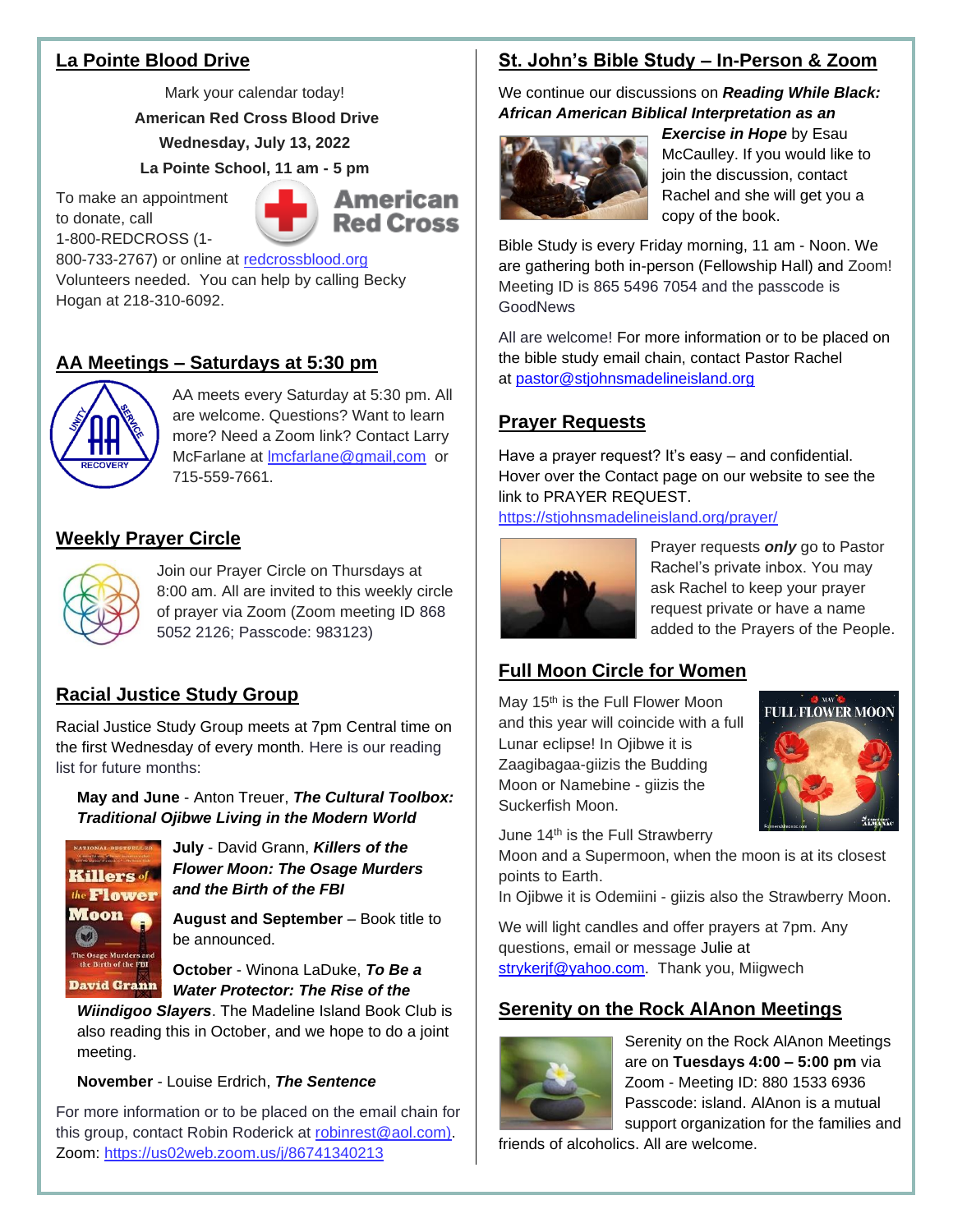## La Pointe Blood Drive

Mark your calendar today!

**American Red Cross Blood Drive**

**Wednesday, July 13, 2022**

**La Pointe School, 11 am - 5 pm**

To make an appointment to donate, call 1-800-REDCROSS (1-800-733-2767) or online at redcrossblood.org Volunteers needed. You can help by calling Becky Hogan at 218-310-6092.

## AA Meetings – Saturdays at 5:30 pm

AA meets every Saturday at 5:30 pm. All are welcome. Questions? Want to learn more? Need a Zoom link? Contact Larry McFarlane at lmcfarlane@gmail,com or 715-559-7661.

## Weekly Prayer Circle

Join our Prayer Circle on Thursdays at 8:00 am. All are invited to this weekly circle of prayer via Zoom (Zoom meeting ID 868 5052 2126; Passcode: 983123)

## Racial Justice Study Group

Racial Justice Study Group meets at 7pm Central time on the first Wednesday of every month. Here is our reading list for future months:

**May and June** - Anton Treuer, ***The Cultural Toolbox: Traditional Ojibwe Living in the Modern World***

**July** - David Grann, ***Killers of the Flower Moon: The Osage Murders and the Birth of the FBI***

**August and September** – Book title to be announced.

**October** - Winona LaDuke, ***To Be a Water Protector: The Rise of the Wiindigoo Slayers***. The Madeline Island Book Club is also reading this in October, and we hope to do a joint meeting.

**November** - Louise Erdrich, ***The Sentence***

For more information or to be placed on the email chain for this group, contact Robin Roderick at robinrest@aol.com). Zoom: https://us02web.zoom.us/j/86741340213

## St. John's Bible Study – In-Person & Zoom

We continue our discussions on ***Reading While Black: African American Biblical Interpretation as an Exercise in Hope*** by Esau McCaulley. If you would like to join the discussion, contact Rachel and she will get you a copy of the book.

Bible Study is every Friday morning, 11 am - Noon. We are gathering both in-person (Fellowship Hall) and Zoom! Meeting ID is 865 5496 7054 and the passcode is GoodNews

All are welcome! For more information or to be placed on the bible study email chain, contact Pastor Rachel at pastor@stjohnsmadelineisland.org

## Prayer Requests

Have a prayer request? It's easy – and confidential. Hover over the Contact page on our website to see the link to PRAYER REQUEST. https://stjohnsmadelineisland.org/prayer/

Prayer requests ***only*** go to Pastor Rachel's private inbox. You may ask Rachel to keep your prayer request private or have a name added to the Prayers of the People.

## Full Moon Circle for Women

May 15th is the Full Flower Moon and this year will coincide with a full Lunar eclipse! In Ojibwe it is Zaagibagaa-giizis the Budding Moon or Namebine - giizis the Suckerfish Moon.

June 14th is the Full Strawberry Moon and a Supermoon, when the moon is at its closest points to Earth.

In Ojibwe it is Odemiini - giizis also the Strawberry Moon.

We will light candles and offer prayers at 7pm. Any questions, email or message Julie at strykerjf@yahoo.com. Thank you, Miigwech

## Serenity on the Rock AlAnon Meetings

Serenity on the Rock AlAnon Meetings are on **Tuesdays 4:00 – 5:00 pm** via Zoom - Meeting ID: 880 1533 6936 Passcode: island. AlAnon is a mutual support organization for the families and friends of alcoholics. All are welcome.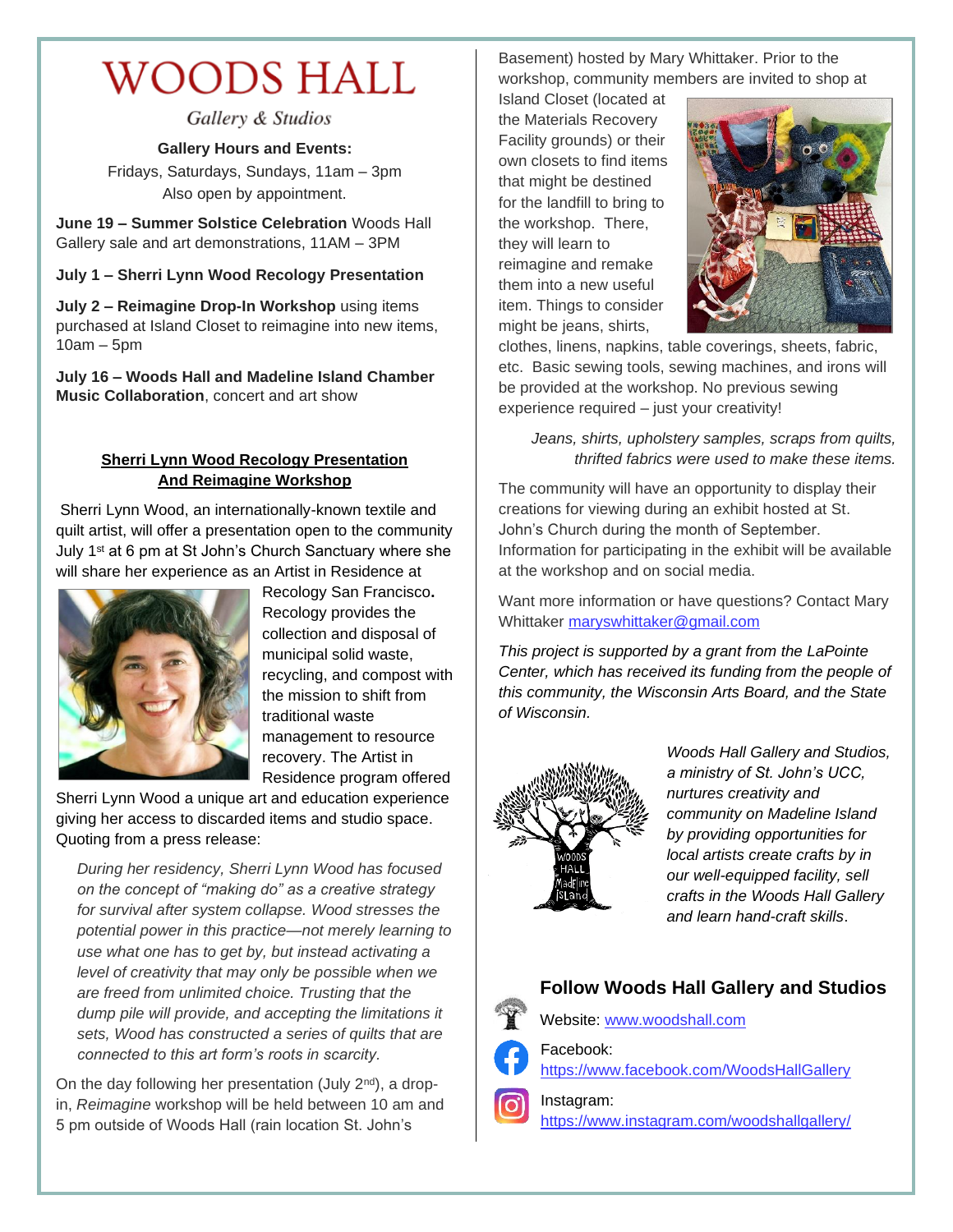# WOODS HALL

*Gallery & Studios*

**Gallery Hours and Events:**
Fridays, Saturdays, Sundays, 11am – 3pm
Also open by appointment.

**June 19 – Summer Solstice Celebration** Woods Hall Gallery sale and art demonstrations, 11AM – 3PM

**July 1 – Sherri Lynn Wood Recology Presentation**

**July 2 – Reimagine Drop-In Workshop** using items purchased at Island Closet to reimagine into new items, 10am – 5pm

**July 16 – Woods Hall and Madeline Island Chamber Music Collaboration**, concert and art show

## Sherri Lynn Wood Recology Presentation And Reimagine Workshop

Sherri Lynn Wood, an internationally-known textile and quilt artist, will offer a presentation open to the community July 1st at 6 pm at St John's Church Sanctuary where she will share her experience as an Artist in Residence at Recology San Francisco. Recology provides the collection and disposal of municipal solid waste, recycling, and compost with the mission to shift from traditional waste management to resource recovery. The Artist in Residence program offered Sherri Lynn Wood a unique art and education experience giving her access to discarded items and studio space. Quoting from a press release:

> *During her residency, Sherri Lynn Wood has focused on the concept of "making do" as a creative strategy for survival after system collapse. Wood stresses the potential power in this practice—not merely learning to use what one has to get by, but instead activating a level of creativity that may only be possible when we are freed from unlimited choice. Trusting that the dump pile will provide, and accepting the limitations it sets, Wood has constructed a series of quilts that are connected to this art form's roots in scarcity.*

On the day following her presentation (July 2nd), a drop-in, *Reimagine* workshop will be held between 10 am and 5 pm outside of Woods Hall (rain location St. John's Basement) hosted by Mary Whittaker. Prior to the workshop, community members are invited to shop at Island Closet (located at the Materials Recovery Facility grounds) or their own closets to find items that might be destined for the landfill to bring to the workshop. There, they will learn to reimagine and remake them into a new useful item. Things to consider might be jeans, shirts, clothes, linens, napkins, table coverings, sheets, fabric, etc. Basic sewing tools, sewing machines, and irons will be provided at the workshop. No previous sewing experience required – just your creativity!

*Jeans, shirts, upholstery samples, scraps from quilts, thrifted fabrics were used to make these items.*

The community will have an opportunity to display their creations for viewing during an exhibit hosted at St. John's Church during the month of September. Information for participating in the exhibit will be available at the workshop and on social media.

Want more information or have questions? Contact Mary Whittaker maryswhittaker@gmail.com

*This project is supported by a grant from the LaPointe Center, which has received its funding from the people of this community, the Wisconsin Arts Board, and the State of Wisconsin.*

*Woods Hall Gallery and Studios, a ministry of St. John's UCC, nurtures creativity and community on Madeline Island by providing opportunities for local artists create crafts by in our well-equipped facility, sell crafts in the Woods Hall Gallery and learn hand-craft skills*.

### Follow Woods Hall Gallery and Studios

Website: www.woodshall.com

Facebook: https://www.facebook.com/WoodsHallGallery

Instagram: https://www.instagram.com/woodshallgallery/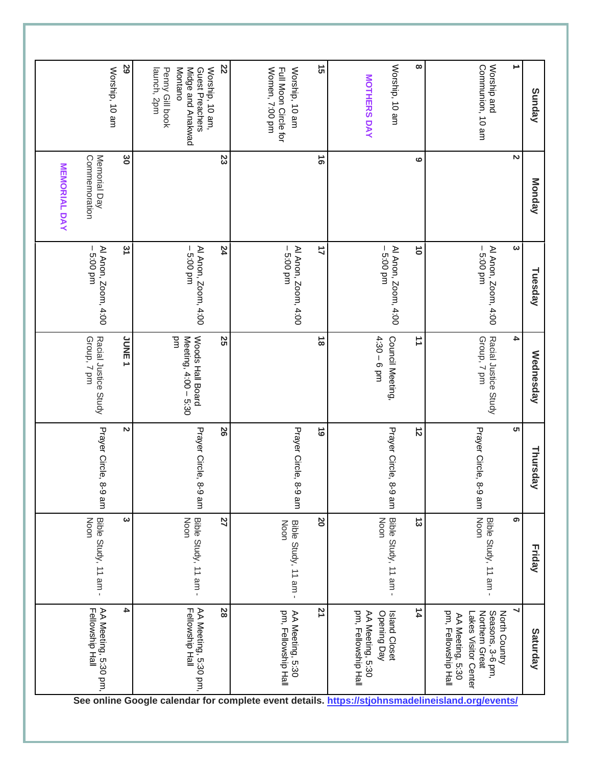| Sunday | Monday | Tuesday | Wednesday | Thursday | Friday | Saturday |
|---|---|---|---|---|---|---|
| **1** Worship and Communion, 10 am | **2** | **3** Al Anon, Zoom, 4:00 – 5:00 pm | **4** Racial Justice Study Group, 7 pm | **5** Prayer Circle, 8-9 am | **6** Bible Study, 11 am - Noon | **7** North Country Seasons, 3-6 pm, Northern Great Lakes Visitor Center AA Meeting, 5:30 pm, Fellowship Hall |
| **8** Worship, 10 am **MOTHERS DAY** | **9** | **10** Al Anon, Zoom, 4:00 – 5:00 pm | **11** Council Meeting, 4:30 – 6 pm | **12** Prayer Circle, 8-9 am | **13** Bible Study, 11 am - Noon | **14** Island Closet Opening Day AA Meeting, 5:30 pm, Fellowship Hall |
| **15** Worship, 10 am Full Moon Circle for Women, 7:00 pm | **16** | **17** Al Anon, Zoom, 4:00 – 5:00 pm | **18** | **19** Prayer Circle, 8-9 am | **20** Bible Study, 11 am - Noon | **21** AA Meeting, 5:30 pm, Fellowship Hall |
| **22** Worship, 10 am, Guest Preachers Midge and Anakwad Montano Penny Gill book launch, 2pm | **23** | **24** Al Anon, Zoom, 4:00 – 5:00 pm | **25** Woods Hall Board Meeting, 4:00 – 5:30 pm | **26** Prayer Circle, 8-9 am | **27** Bible Study, 11 am - Noon | **28** AA Meeting, 5:30 pm, Fellowship Hall |
| **29** Worship, 10 am | **30** Memorial Day Commemoration **MEMORIAL DAY** | **31** Al Anon, Zoom, 4:00 – 5:00 pm | **JUNE 1** Racial Justice Study Group, 7 pm | **2** Prayer Circle, 8-9 am | **3** Bible Study, 11 am - Noon | **4** AA Meeting, 5:30 pm, Fellowship Hall |

**See online Google calendar for complete event details. https://stjohnsmadelineisland.org/events/**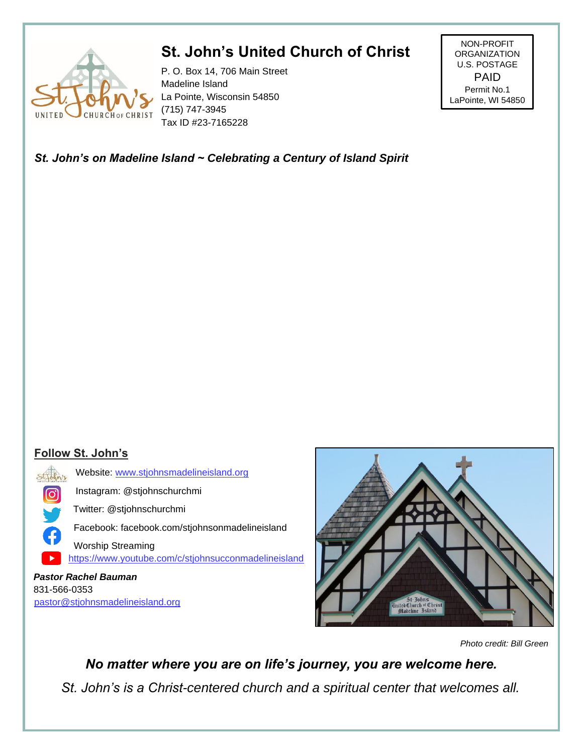# St. John's United Church of Christ

P. O. Box 14, 706 Main Street
Madeline Island
La Pointe, Wisconsin 54850
(715) 747-3945
Tax ID #23-7165228

NON-PROFIT
ORGANIZATION
U.S. POSTAGE
PAID
Permit No.1
LaPointe, WI 54850

***St. John's on Madeline Island ~ Celebrating a Century of Island Spirit***

## Follow St. John's

Website: www.stjohnsmadelineisland.org

Instagram: @stjohnschurchmi

Twitter: @stjohnschurchmi

Facebook: facebook.com/stjohnsonmadelineisland

Worship Streaming
https://www.youtube.com/c/stjohnsucconmadelineisland

***Pastor Rachel Bauman***
831-566-0353
pastor@stjohnsmadelineisland.org

*Photo credit: Bill Green*

***No matter where you are on life's journey, you are welcome here.***

*St. John's is a Christ-centered church and a spiritual center that welcomes all.*